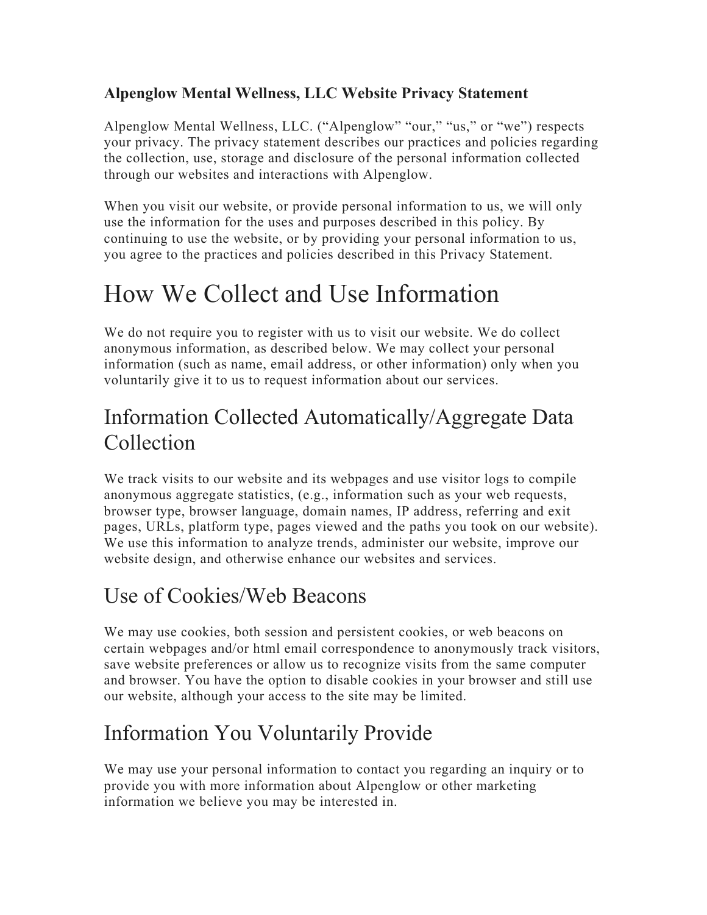**Alpenglow Mental Wellness, LLC Website Privacy Statement**

Alpenglow Mental Wellness, LLC. ("Alpenglow" "our," "us," or "we") respects your privacy. The privacy statement describes our practices and policies regarding the collection, use, storage and disclosure of the personal information collected through our websites and interactions with Alpenglow.

When you visit our website, or provide personal information to us, we will only use the information for the uses and purposes described in this policy. By continuing to use the website, or by providing your personal information to us, you agree to the practices and policies described in this Privacy Statement.

# How We Collect and Use Information

We do not require you to register with us to visit our website. We do collect anonymous information, as described below. We may collect your personal information (such as name, email address, or other information) only when you voluntarily give it to us to request information about our services.

## Information Collected Automatically/Aggregate Data Collection

We track visits to our website and its webpages and use visitor logs to compile anonymous aggregate statistics, (e.g., information such as your web requests, browser type, browser language, domain names, IP address, referring and exit pages, URLs, platform type, pages viewed and the paths you took on our website). We use this information to analyze trends, administer our website, improve our website design, and otherwise enhance our websites and services.

## Use of Cookies/Web Beacons

We may use cookies, both session and persistent cookies, or web beacons on certain webpages and/or html email correspondence to anonymously track visitors, save website preferences or allow us to recognize visits from the same computer and browser. You have the option to disable cookies in your browser and still use our website, although your access to the site may be limited.

## Information You Voluntarily Provide

We may use your personal information to contact you regarding an inquiry or to provide you with more information about Alpenglow or other marketing information we believe you may be interested in.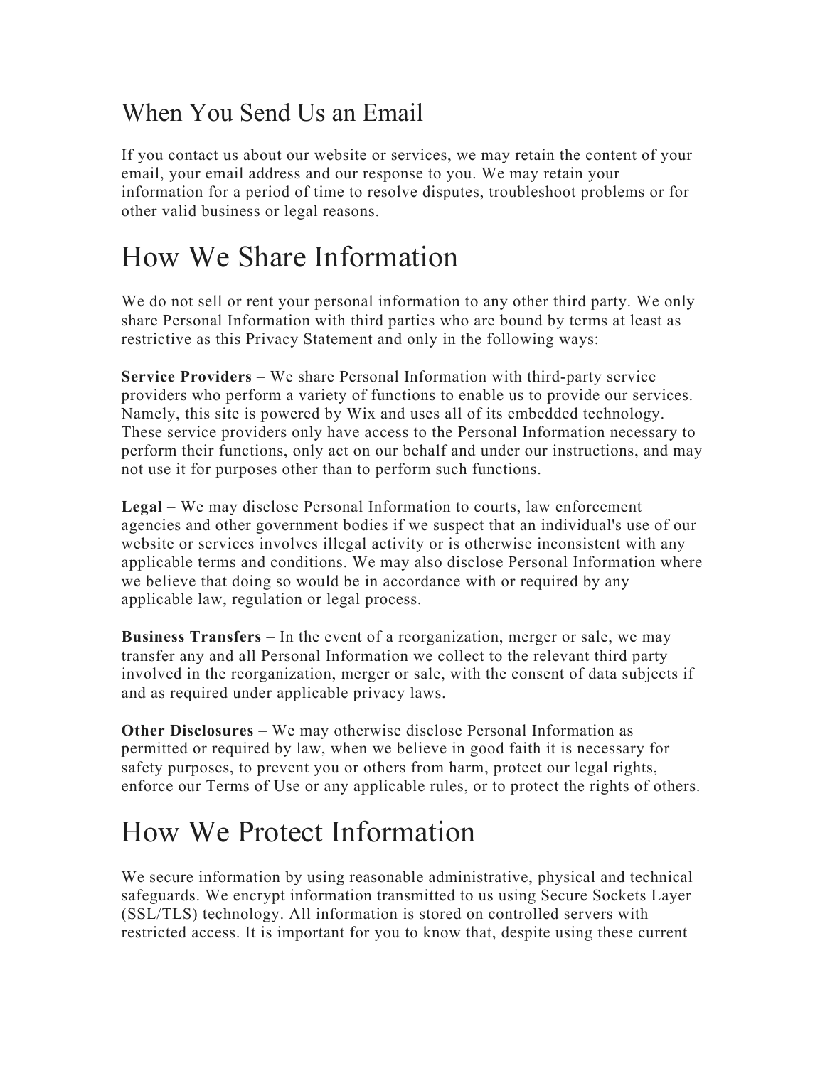### When You Send Us an Email

If you contact us about our website or services, we may retain the content of your email, your email address and our response to you. We may retain your information for a period of time to resolve disputes, troubleshoot problems or for other valid business or legal reasons.

## How We Share Information

We do not sell or rent your personal information to any other third party. We only share Personal Information with third parties who are bound by terms at least as restrictive as this Privacy Statement and only in the following ways:

**Service Providers** – We share Personal Information with third-party service providers who perform a variety of functions to enable us to provide our services. Namely, this site is powered by Wix and uses all of its embedded technology. These service providers only have access to the Personal Information necessary to perform their functions, only act on our behalf and under our instructions, and may not use it for purposes other than to perform such functions.

**Legal** – We may disclose Personal Information to courts, law enforcement agencies and other government bodies if we suspect that an individual's use of our website or services involves illegal activity or is otherwise inconsistent with any applicable terms and conditions. We may also disclose Personal Information where we believe that doing so would be in accordance with or required by any applicable law, regulation or legal process.

**Business Transfers** – In the event of a reorganization, merger or sale, we may transfer any and all Personal Information we collect to the relevant third party involved in the reorganization, merger or sale, with the consent of data subjects if and as required under applicable privacy laws.

**Other Disclosures** – We may otherwise disclose Personal Information as permitted or required by law, when we believe in good faith it is necessary for safety purposes, to prevent you or others from harm, protect our legal rights, enforce our Terms of Use or any applicable rules, or to protect the rights of others.

## How We Protect Information

We secure information by using reasonable administrative, physical and technical safeguards. We encrypt information transmitted to us using Secure Sockets Layer (SSL/TLS) technology. All information is stored on controlled servers with restricted access. It is important for you to know that, despite using these current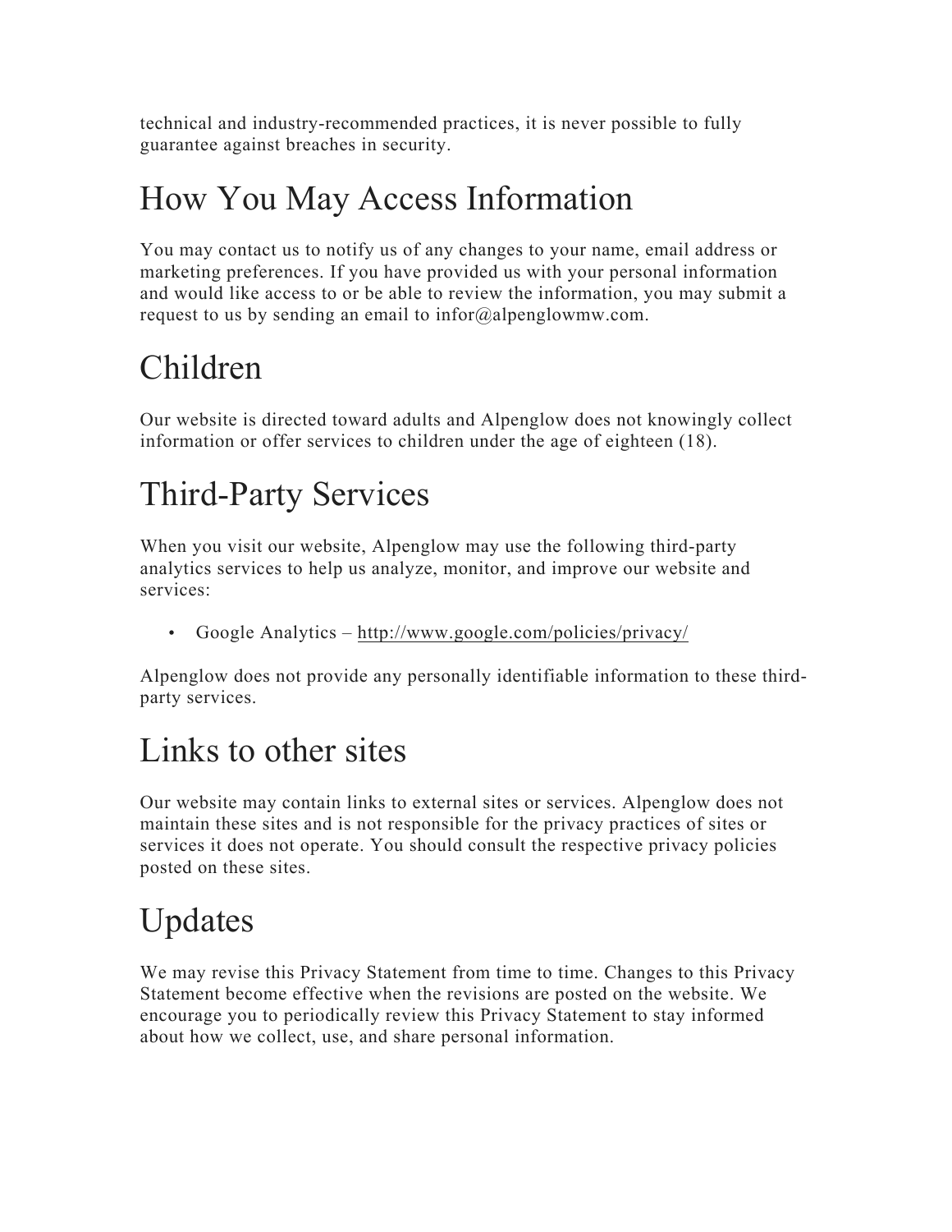technical and industry-recommended practices, it is never possible to fully guarantee against breaches in security.

# How You May Access Information

You may contact us to notify us of any changes to your name, email address or marketing preferences. If you have provided us with your personal information and would like access to or be able to review the information, you may submit a request to us by sending an email to infor@alpenglowmw.com.

# Children

Our website is directed toward adults and Alpenglow does not knowingly collect information or offer services to children under the age of eighteen (18).

# Third-Party Services

When you visit our website, Alpenglow may use the following third-party analytics services to help us analyze, monitor, and improve our website and services:

- Google Analytics – http://www.google.com/policies/privacy/

Alpenglow does not provide any personally identifiable information to these third-party services.

# Links to other sites

Our website may contain links to external sites or services. Alpenglow does not maintain these sites and is not responsible for the privacy practices of sites or services it does not operate. You should consult the respective privacy policies posted on these sites.

# Updates

We may revise this Privacy Statement from time to time. Changes to this Privacy Statement become effective when the revisions are posted on the website. We encourage you to periodically review this Privacy Statement to stay informed about how we collect, use, and share personal information.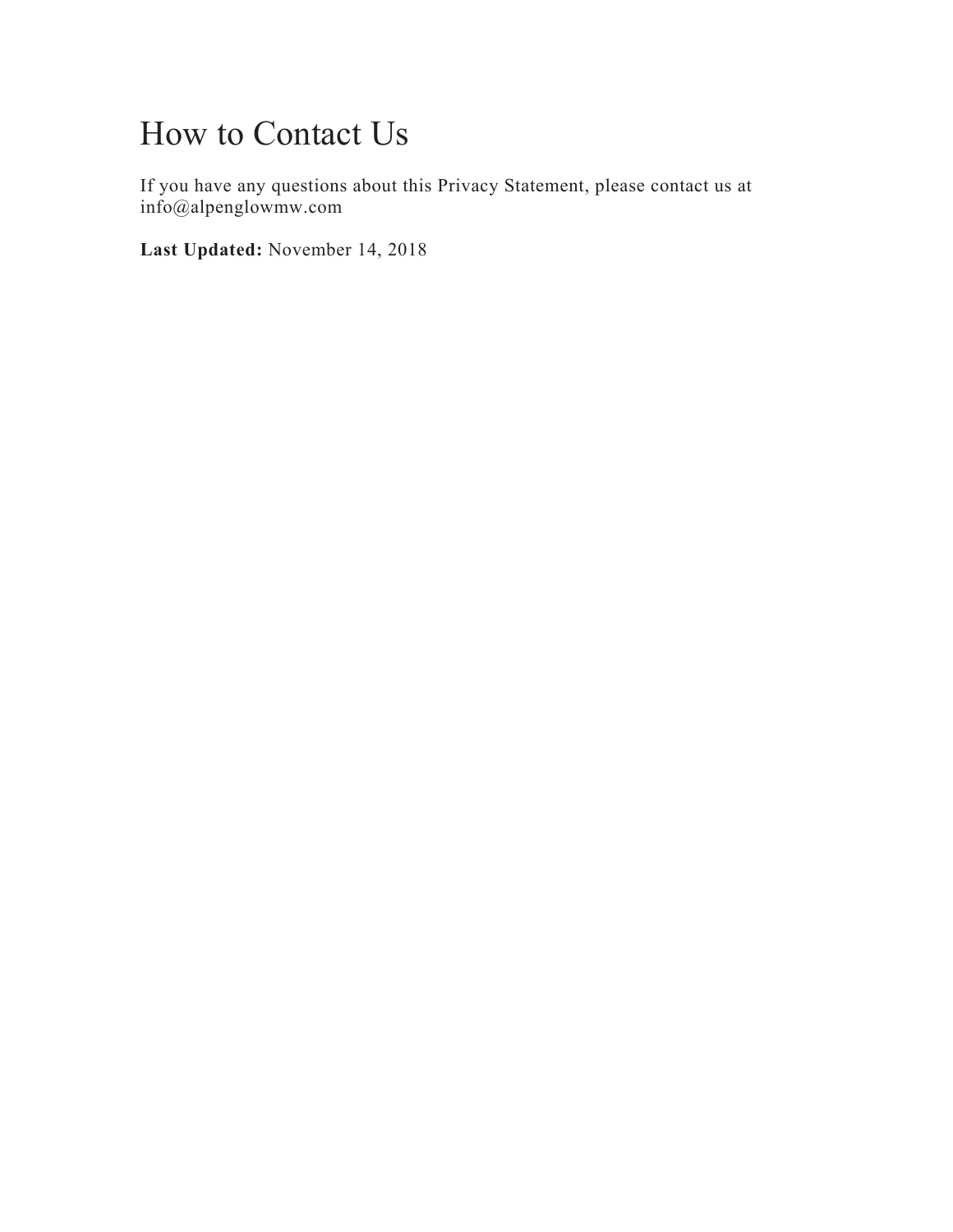# How to Contact Us

If you have any questions about this Privacy Statement, please contact us at info@alpenglowmw.com

**Last Updated:** November 14, 2018